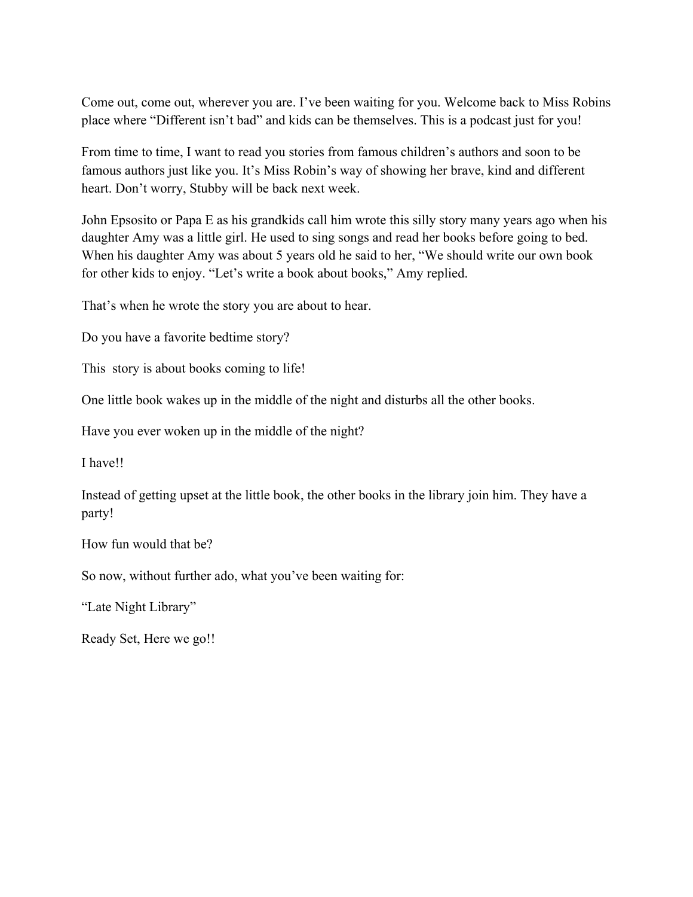Come out, come out, wherever you are. I've been waiting for you. Welcome back to Miss Robins place where "Different isn't bad" and kids can be themselves. This is a podcast just for you!

From time to time, I want to read you stories from famous children's authors and soon to be famous authors just like you. It's Miss Robin's way of showing her brave, kind and different heart. Don't worry, Stubby will be back next week.

John Epsosito or Papa E as his grandkids call him wrote this silly story many years ago when his daughter Amy was a little girl. He used to sing songs and read her books before going to bed. When his daughter Amy was about 5 years old he said to her, "We should write our own book for other kids to enjoy. "Let's write a book about books," Amy replied.

That's when he wrote the story you are about to hear.

Do you have a favorite bedtime story?

This  story is about books coming to life!

One little book wakes up in the middle of the night and disturbs all the other books.

Have you ever woken up in the middle of the night?

I have!!

Instead of getting upset at the little book, the other books in the library join him. They have a party!

How fun would that be?

So now, without further ado, what you've been waiting for:

"Late Night Library"

Ready Set, Here we go!!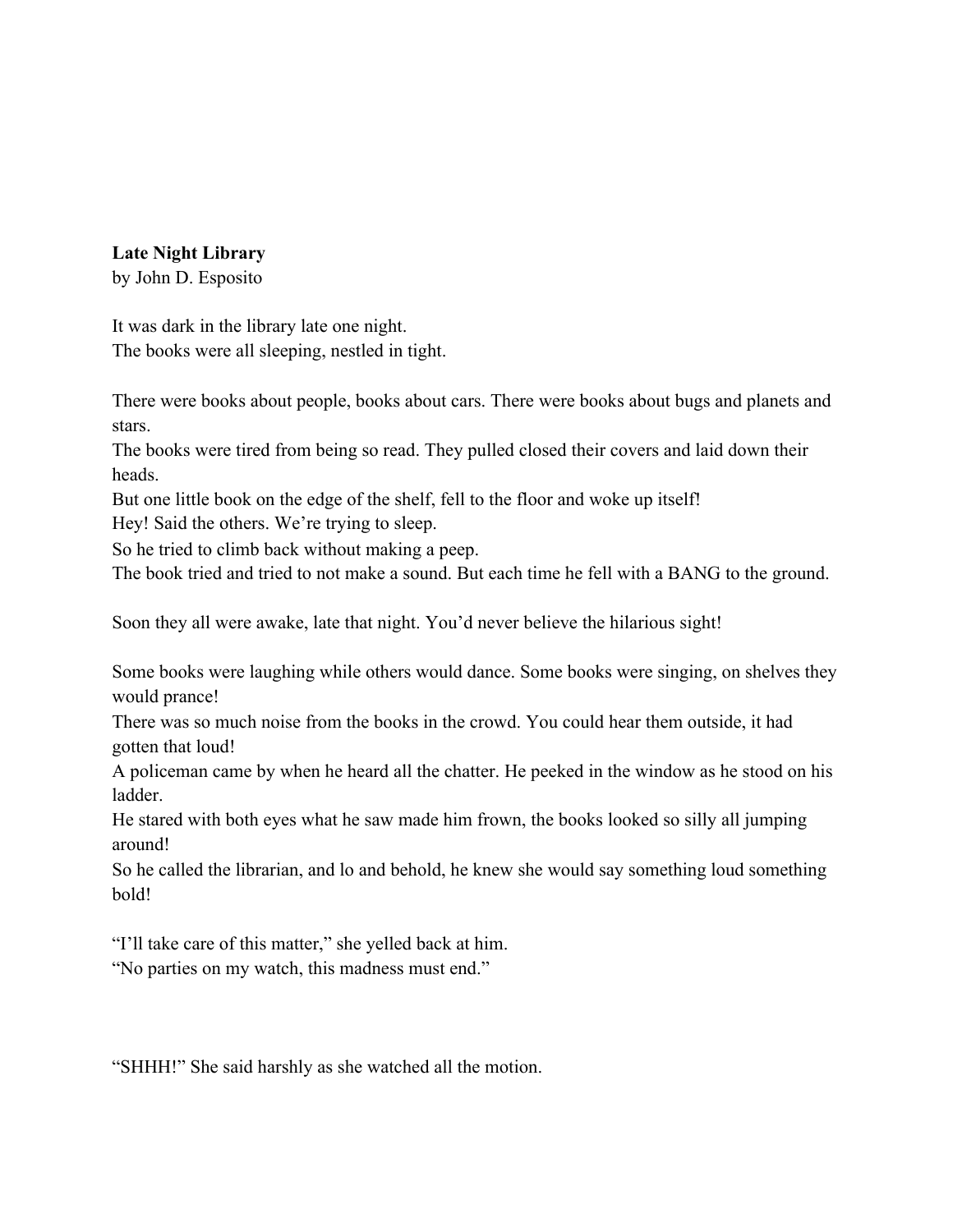**Late Night Library**
by John D. Esposito

It was dark in the library late one night.
The books were all sleeping, nestled in tight.

There were books about people, books about cars. There were books about bugs and planets and stars.
The books were tired from being so read. They pulled closed their covers and laid down their heads.
But one little book on the edge of the shelf, fell to the floor and woke up itself!
Hey! Said the others. We're trying to sleep.
So he tried to climb back without making a peep.
The book tried and tried to not make a sound. But each time he fell with a BANG to the ground.

Soon they all were awake, late that night. You'd never believe the hilarious sight!

Some books were laughing while others would dance. Some books were singing, on shelves they would prance!
There was so much noise from the books in the crowd. You could hear them outside, it had gotten that loud!
A policeman came by when he heard all the chatter. He peeked in the window as he stood on his ladder.
He stared with both eyes what he saw made him frown, the books looked so silly all jumping around!
So he called the librarian, and lo and behold, he knew she would say something loud something bold!

"I'll take care of this matter," she yelled back at him.
"No parties on my watch, this madness must end."

"SHHH!" She said harshly as she watched all the motion.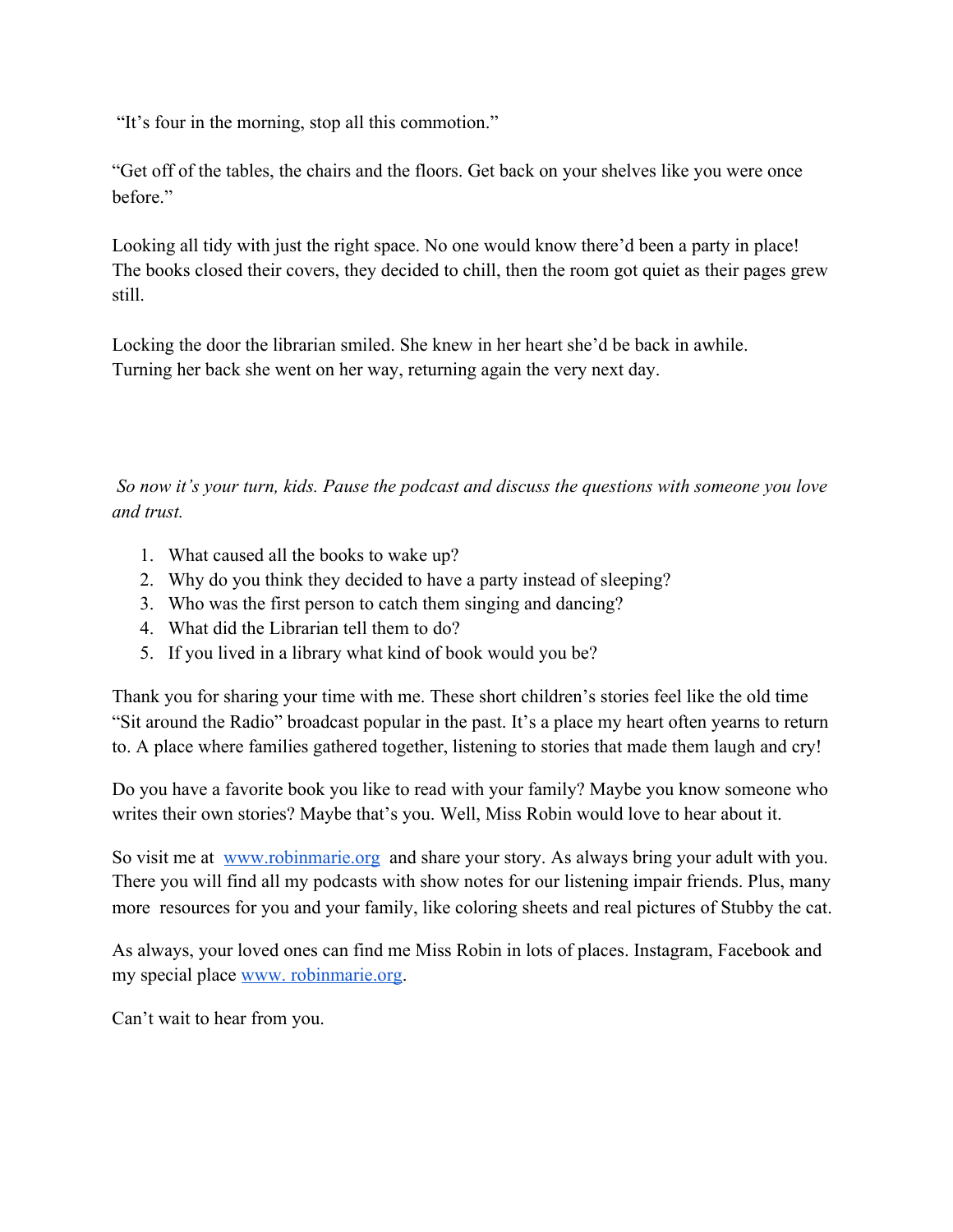"It's four in the morning, stop all this commotion."

"Get off of the tables, the chairs and the floors. Get back on your shelves like you were once before."

Looking all tidy with just the right space. No one would know there'd been a party in place! The books closed their covers, they decided to chill, then the room got quiet as their pages grew still.

Locking the door the librarian smiled. She knew in her heart she'd be back in awhile. Turning her back she went on her way, returning again the very next day.

*So now it's your turn, kids. Pause the podcast and discuss the questions with someone you love and trust.*

1. What caused all the books to wake up?
2. Why do you think they decided to have a party instead of sleeping?
3. Who was the first person to catch them singing and dancing?
4. What did the Librarian tell them to do?
5. If you lived in a library what kind of book would you be?

Thank you for sharing your time with me. These short children's stories feel like the old time "Sit around the Radio" broadcast popular in the past. It's a place my heart often yearns to return to. A place where families gathered together, listening to stories that made them laugh and cry!

Do you have a favorite book you like to read with your family? Maybe you know someone who writes their own stories? Maybe that's you. Well, Miss Robin would love to hear about it.

So visit me at [www.robinmarie.org](http://www.robinmarie.org) and share your story. As always bring your adult with you. There you will find all my podcasts with show notes for our listening impair friends. Plus, many more resources for you and your family, like coloring sheets and real pictures of Stubby the cat.

As always, your loved ones can find me Miss Robin in lots of places. Instagram, Facebook and my special place [www. robinmarie.org](http://www.robinmarie.org).

Can't wait to hear from you.